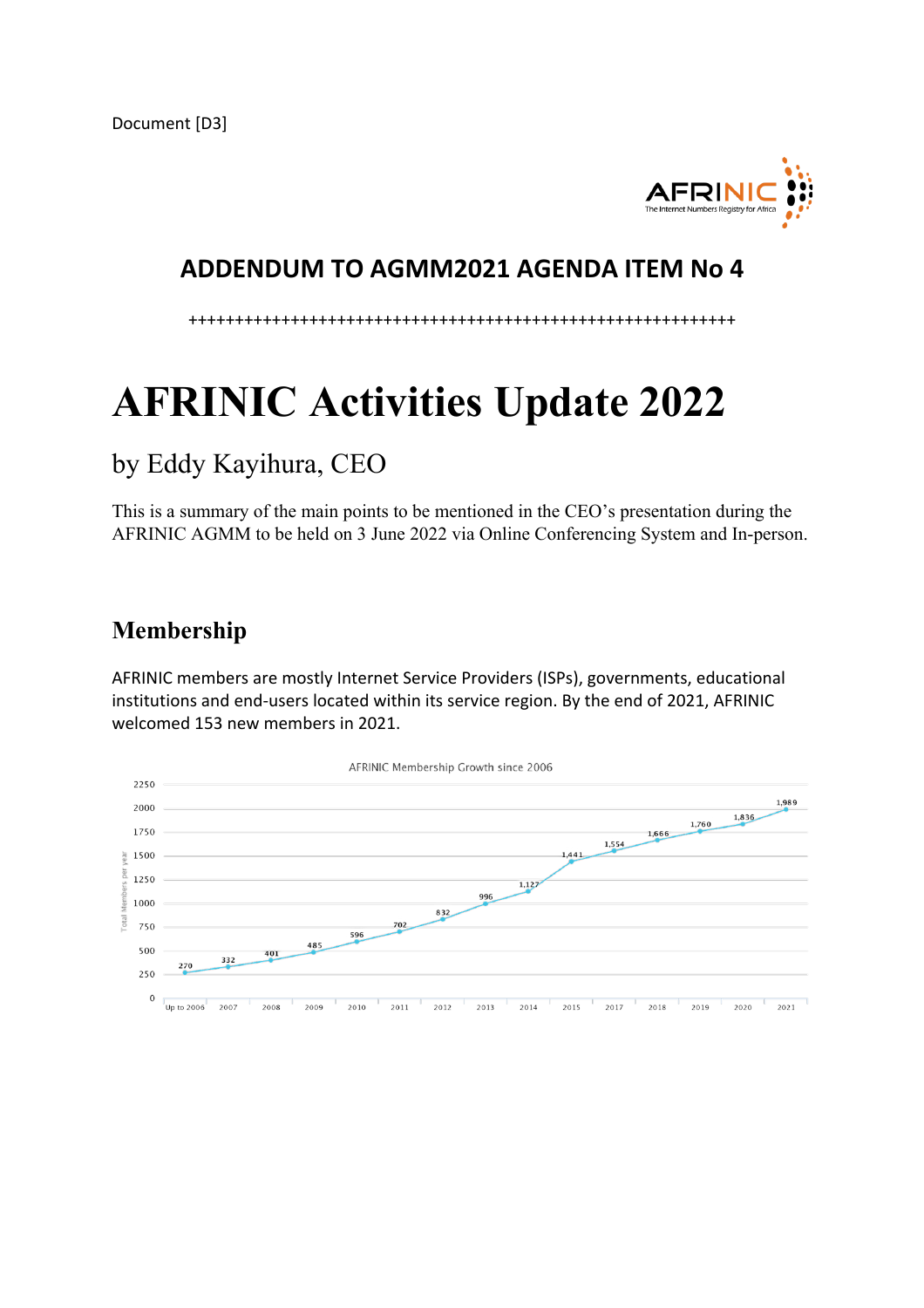Document [D3]

AFRINIC
The Internet Numbers Registry for Africa

## ADDENDUM TO AGMM2021 AGENDA ITEM No 4

++++++++++++++++++++++++++++++++++++++++++++++++++++++++++++++

# AFRINIC Activities Update 2022

## by Eddy Kayihura, CEO

This is a summary of the main points to be mentioned in the CEO's presentation during the AFRINIC AGMM to be held on 3 June 2022 via Online Conferencing System and In-person.

## Membership

AFRINIC members are mostly Internet Service Providers (ISPs), governments, educational institutions and end-users located within its service region. By the end of 2021, AFRINIC welcomed 153 new members in 2021.

AFRINIC Membership Growth since 2006

| Year | Total Members per year |
|---|---|
| Up to 2006 | 270 |
| 2007 | 332 |
| 2008 | 401 |
| 2009 | 485 |
| 2010 | 596 |
| 2011 | 702 |
| 2012 | 832 |
| 2013 | 996 |
| 2014 | 1,127 |
| 2015 | 1,441 |
| 2017 | 1,554 |
| 2018 | 1,666 |
| 2019 | 1,760 |
| 2020 | 1,836 |
| 2021 | 1,989 |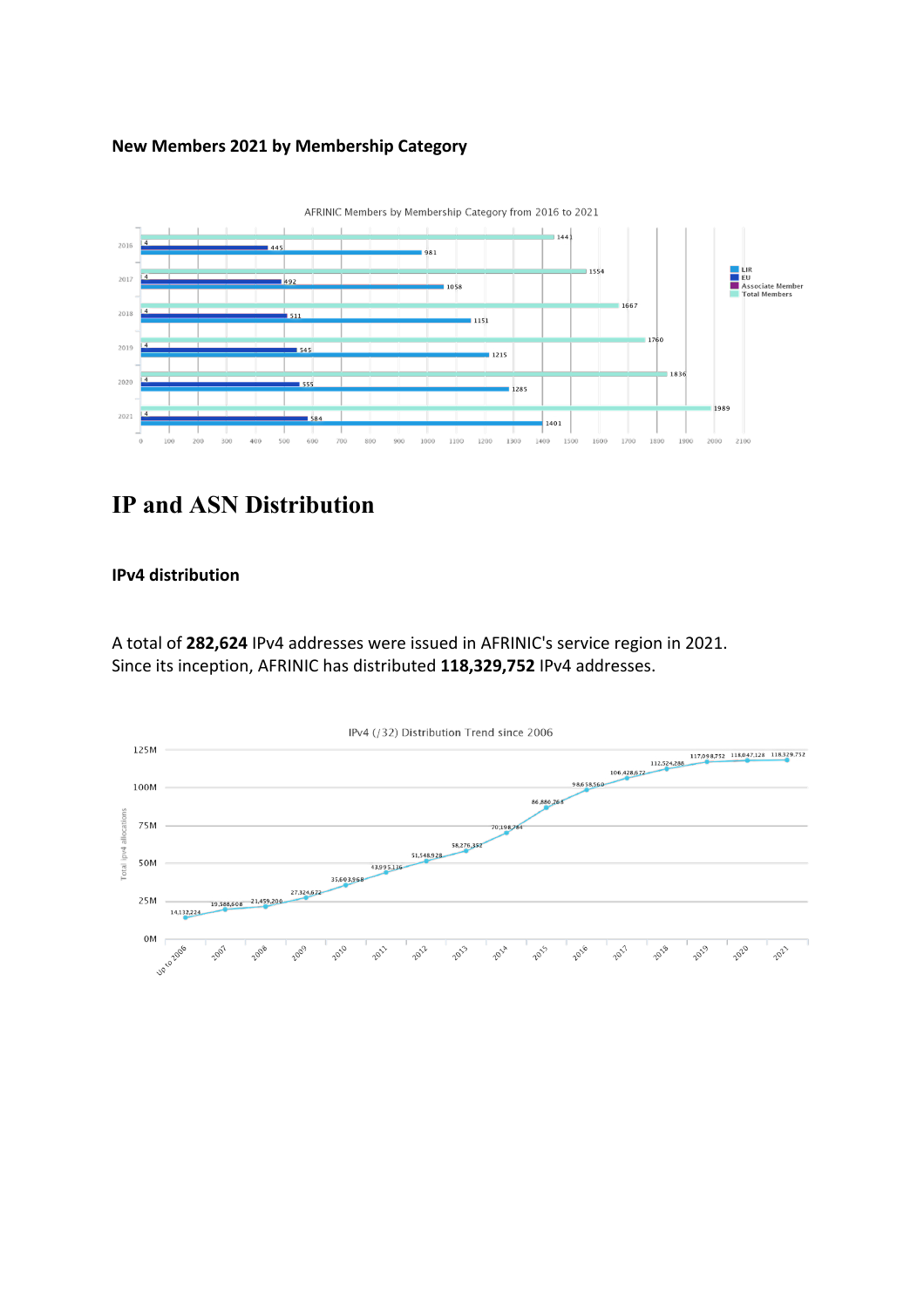### New Members 2021 by Membership Category

AFRINIC Members by Membership Category from 2016 to 2021

| Year | Associate Member | EU | LIR | Total Members |
|---|---|---|---|---|
| 2016 | 4 | 445 | 981 | 1441 |
| 2017 | 4 | 492 | 1058 | 1554 |
| 2018 | 4 | 511 | 1151 | 1667 |
| 2019 | 4 | 545 | 1215 | 1760 |
| 2020 | 4 | 555 | 1285 | 1836 |
| 2021 | 4 | 584 | 1401 | 1989 |

# IP and ASN Distribution

### IPv4 distribution

A total of **282,624** IPv4 addresses were issued in AFRINIC's service region in 2021. Since its inception, AFRINIC has distributed **118,329,752** IPv4 addresses.

IPv4 (/32) Distribution Trend since 2006

| Year | Total ipv4 allocations |
|---|---|
| Up to 2006 | 14,132,224 |
| 2007 | 19,388,608 |
| 2008 | 21,459,200 |
| 2009 | 27,324,672 |
| 2010 | 35,603,968 |
| 2011 | 43,995,136 |
| 2012 | 51,148,928 |
| 2013 | 58,276,352 |
| 2014 | 70,198,784 |
| 2015 | 86,880,768 |
| 2016 | 98,618,560 |
| 2017 | 106,428,672 |
| 2018 | 112,524,288 |
| 2019 | 117,098,752 |
| 2020 | 118,047,128 |
| 2021 | 118,329,752 |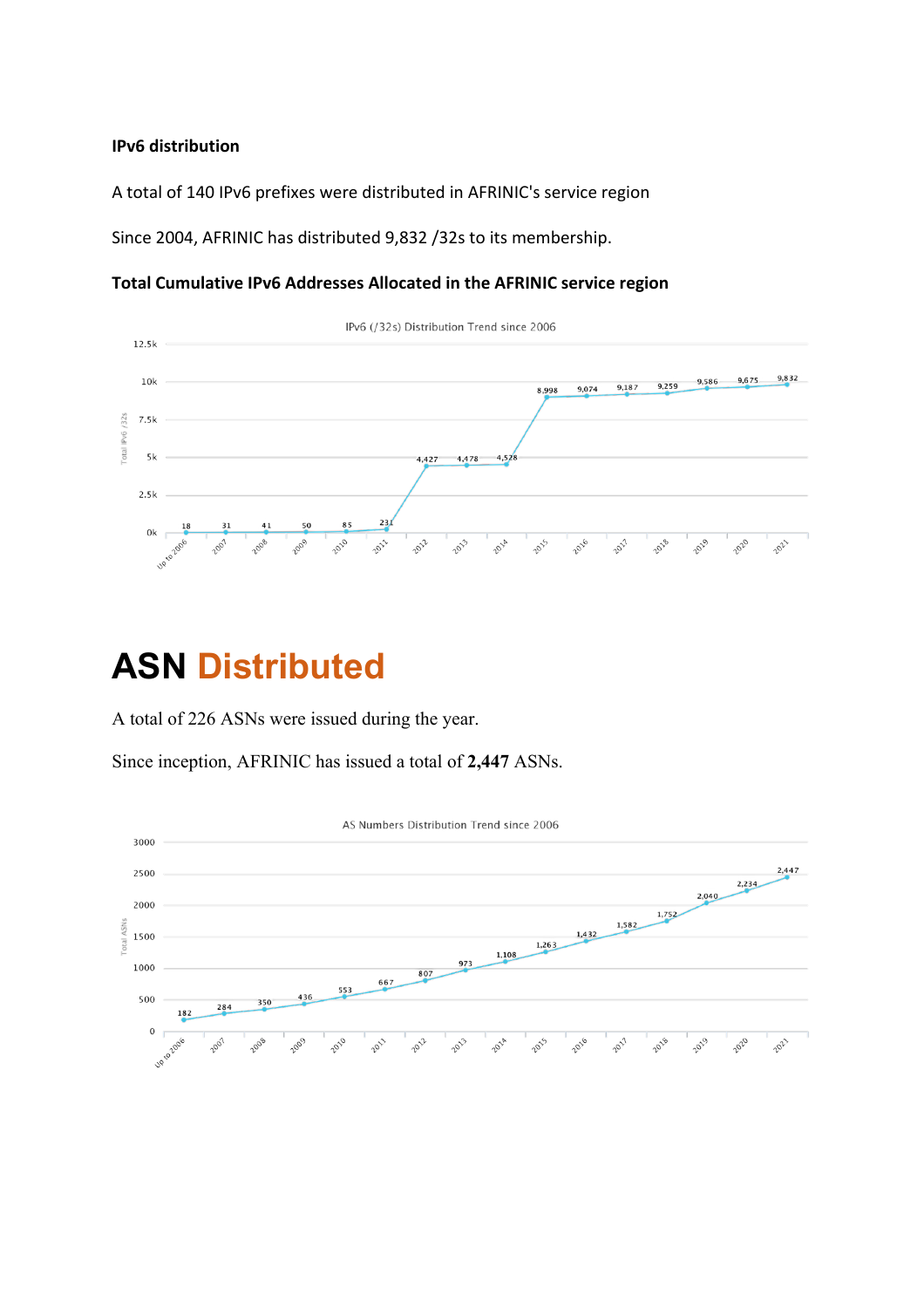**IPv6 distribution**

A total of 140 IPv6 prefixes were distributed in AFRINIC's service region

Since 2004, AFRINIC has distributed 9,832 /32s to its membership.

**Total Cumulative IPv6 Addresses Allocated in the AFRINIC service region**

IPv6 (/32s) Distribution Trend since 2006

| Year | Total IPv6 /32s |
| --- | --- |
| Up to 2006 | 18 |
| 2007 | 31 |
| 2008 | 41 |
| 2009 | 50 |
| 2010 | 85 |
| 2011 | 231 |
| 2012 | 4,427 |
| 2013 | 4,478 |
| 2014 | 4,528 |
| 2015 | 8,998 |
| 2016 | 9,074 |
| 2017 | 9,187 |
| 2018 | 9,259 |
| 2019 | 9,586 |
| 2020 | 9,675 |
| 2021 | 9,832 |

# ASN **Distributed**

A total of 226 ASNs were issued during the year.

Since inception, AFRINIC has issued a total of **2,447** ASNs.

AS Numbers Distribution Trend since 2006

| Year | Total ASNs |
| --- | --- |
| Up to 2006 | 182 |
| 2007 | 284 |
| 2008 | 350 |
| 2009 | 436 |
| 2010 | 553 |
| 2011 | 667 |
| 2012 | 807 |
| 2013 | 973 |
| 2014 | 1,108 |
| 2015 | 1,263 |
| 2016 | 1,432 |
| 2017 | 1,582 |
| 2018 | 1,752 |
| 2019 | 2,040 |
| 2020 | 2,234 |
| 2021 | 2,447 |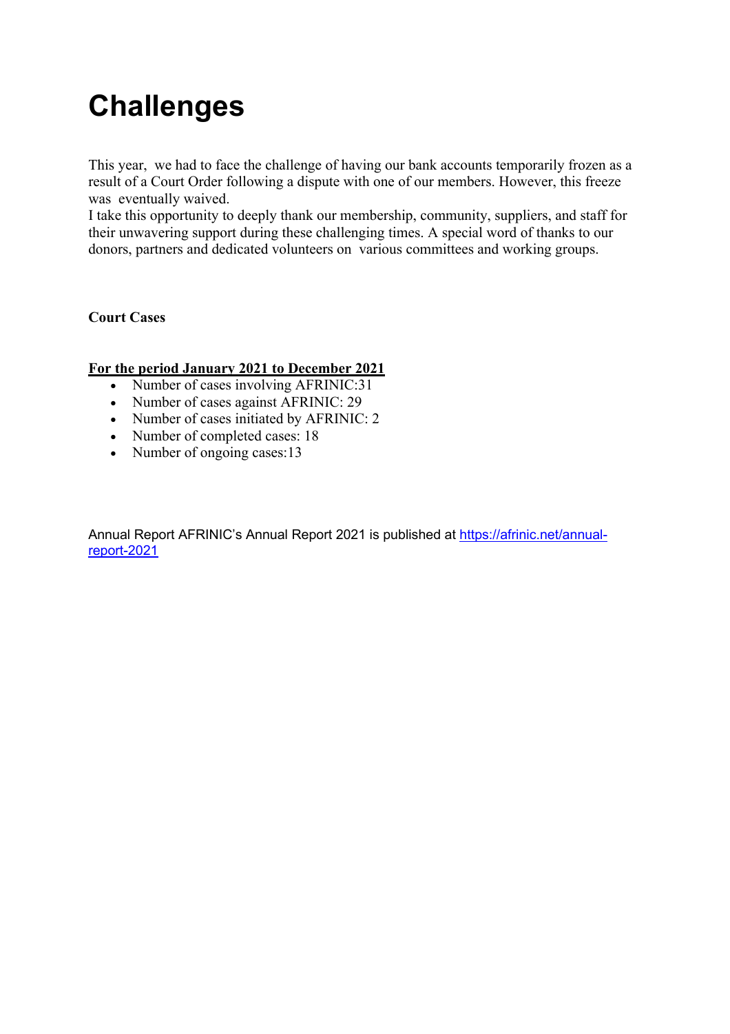# Challenges

This year, we had to face the challenge of having our bank accounts temporarily frozen as a result of a Court Order following a dispute with one of our members. However, this freeze was eventually waived.

I take this opportunity to deeply thank our membership, community, suppliers, and staff for their unwavering support during these challenging times. A special word of thanks to our donors, partners and dedicated volunteers on various committees and working groups.

**Court Cases**

**<u>For the period January 2021 to December 2021</u>**

- Number of cases involving AFRINIC:31
- Number of cases against AFRINIC: 29
- Number of cases initiated by AFRINIC: 2
- Number of completed cases: 18
- Number of ongoing cases:13

Annual Report AFRINIC's Annual Report 2021 is published at [https://afrinic.net/annual-report-2021](https://afrinic.net/annual-report-2021)